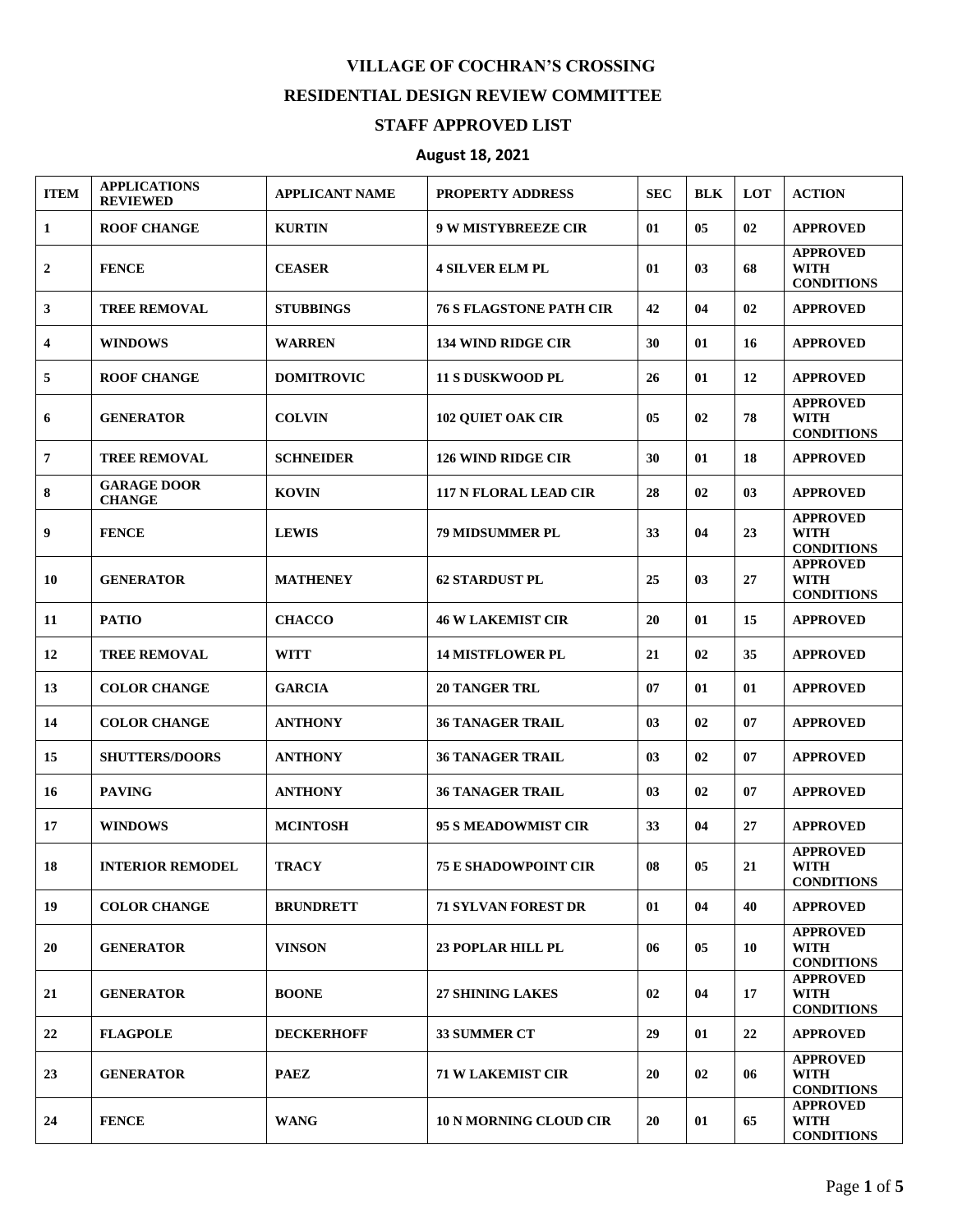# VILLAGE OF COCHRAN'S CROSSING

## RESIDENTIAL DESIGN REVIEW COMMITTEE

## STAFF APPROVED LIST

### August 18, 2021

| ITEM | APPLICATIONS REVIEWED | APPLICANT NAME | PROPERTY ADDRESS | SEC | BLK | LOT | ACTION |
|---|---|---|---|---|---|---|---|
| 1 | ROOF CHANGE | KURTIN | 9 W MISTYBREEZE CIR | 01 | 05 | 02 | APPROVED |
| 2 | FENCE | CEASER | 4 SILVER ELM PL | 01 | 03 | 68 | APPROVED WITH CONDITIONS |
| 3 | TREE REMOVAL | STUBBINGS | 76 S FLAGSTONE PATH CIR | 42 | 04 | 02 | APPROVED |
| 4 | WINDOWS | WARREN | 134 WIND RIDGE CIR | 30 | 01 | 16 | APPROVED |
| 5 | ROOF CHANGE | DOMITROVIC | 11 S DUSKWOOD PL | 26 | 01 | 12 | APPROVED |
| 6 | GENERATOR | COLVIN | 102 QUIET OAK CIR | 05 | 02 | 78 | APPROVED WITH CONDITIONS |
| 7 | TREE REMOVAL | SCHNEIDER | 126 WIND RIDGE CIR | 30 | 01 | 18 | APPROVED |
| 8 | GARAGE DOOR CHANGE | KOVIN | 117 N FLORAL LEAD CIR | 28 | 02 | 03 | APPROVED |
| 9 | FENCE | LEWIS | 79 MIDSUMMER PL | 33 | 04 | 23 | APPROVED WITH CONDITIONS |
| 10 | GENERATOR | MATHENEY | 62 STARDUST PL | 25 | 03 | 27 | APPROVED WITH CONDITIONS |
| 11 | PATIO | CHACCO | 46 W LAKEMIST CIR | 20 | 01 | 15 | APPROVED |
| 12 | TREE REMOVAL | WITT | 14 MISTFLOWER PL | 21 | 02 | 35 | APPROVED |
| 13 | COLOR CHANGE | GARCIA | 20 TANGER TRL | 07 | 01 | 01 | APPROVED |
| 14 | COLOR CHANGE | ANTHONY | 36 TANAGER TRAIL | 03 | 02 | 07 | APPROVED |
| 15 | SHUTTERS/DOORS | ANTHONY | 36 TANAGER TRAIL | 03 | 02 | 07 | APPROVED |
| 16 | PAVING | ANTHONY | 36 TANAGER TRAIL | 03 | 02 | 07 | APPROVED |
| 17 | WINDOWS | MCINTOSH | 95 S MEADOWMIST CIR | 33 | 04 | 27 | APPROVED |
| 18 | INTERIOR REMODEL | TRACY | 75 E SHADOWPOINT CIR | 08 | 05 | 21 | APPROVED WITH CONDITIONS |
| 19 | COLOR CHANGE | BRUNDRETT | 71 SYLVAN FOREST DR | 01 | 04 | 40 | APPROVED |
| 20 | GENERATOR | VINSON | 23 POPLAR HILL PL | 06 | 05 | 10 | APPROVED WITH CONDITIONS |
| 21 | GENERATOR | BOONE | 27 SHINING LAKES | 02 | 04 | 17 | APPROVED WITH CONDITIONS |
| 22 | FLAGPOLE | DECKERHOFF | 33 SUMMER CT | 29 | 01 | 22 | APPROVED |
| 23 | GENERATOR | PAEZ | 71 W LAKEMIST CIR | 20 | 02 | 06 | APPROVED WITH CONDITIONS |
| 24 | FENCE | WANG | 10 N MORNING CLOUD CIR | 20 | 01 | 65 | APPROVED WITH CONDITIONS |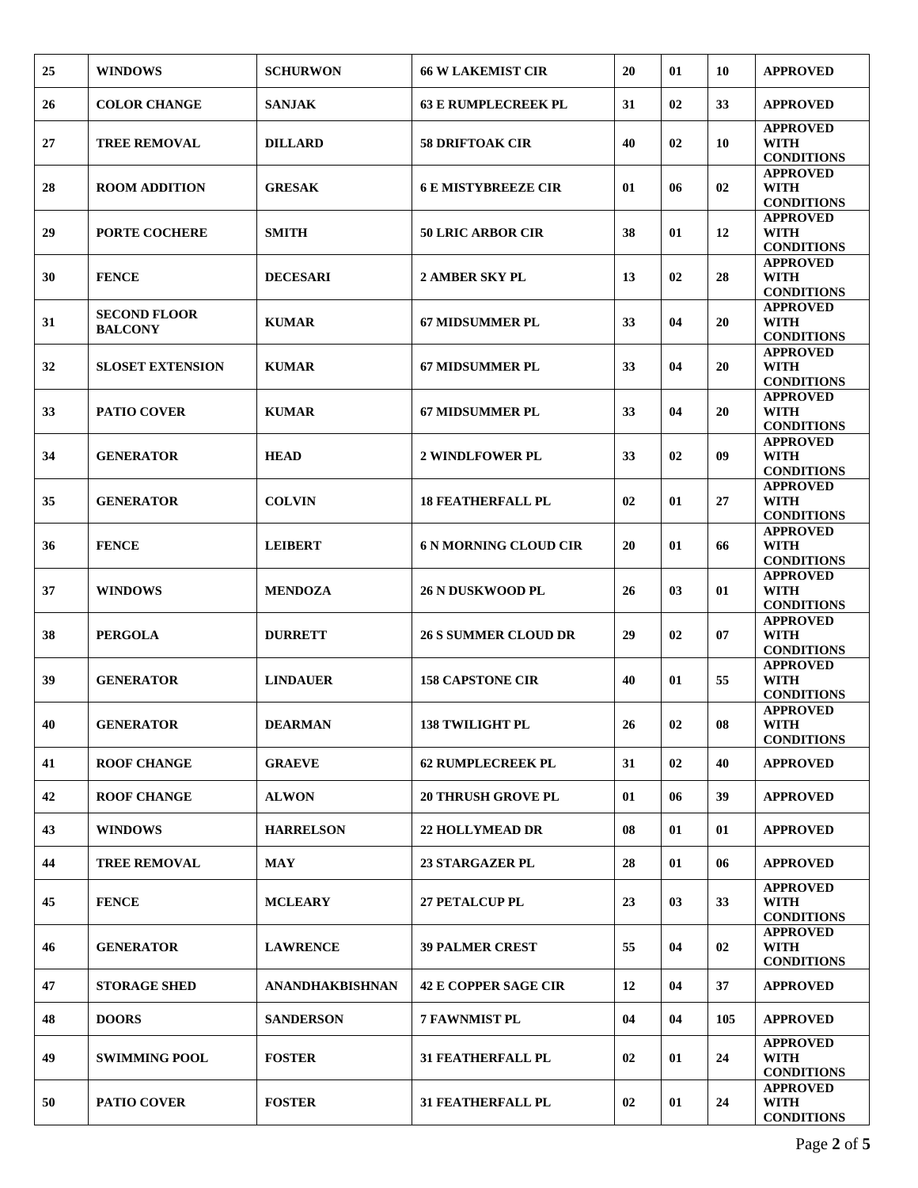| 25 | WINDOWS | SCHURWON | 66 W LAKEMIST CIR | 20 | 01 | 10 | APPROVED |
|---|---|---|---|---|---|---|---|
| 26 | COLOR CHANGE | SANJAK | 63 E RUMPLECREEK PL | 31 | 02 | 33 | APPROVED |
| 27 | TREE REMOVAL | DILLARD | 58 DRIFTOAK CIR | 40 | 02 | 10 | APPROVED WITH CONDITIONS |
| 28 | ROOM ADDITION | GRESAK | 6 E MISTYBREEZE CIR | 01 | 06 | 02 | APPROVED WITH CONDITIONS |
| 29 | PORTE COCHERE | SMITH | 50 LRIC ARBOR CIR | 38 | 01 | 12 | APPROVED WITH CONDITIONS |
| 30 | FENCE | DECESARI | 2 AMBER SKY PL | 13 | 02 | 28 | APPROVED WITH CONDITIONS |
| 31 | SECOND FLOOR BALCONY | KUMAR | 67 MIDSUMMER PL | 33 | 04 | 20 | APPROVED WITH CONDITIONS |
| 32 | SLOSET EXTENSION | KUMAR | 67 MIDSUMMER PL | 33 | 04 | 20 | APPROVED WITH CONDITIONS |
| 33 | PATIO COVER | KUMAR | 67 MIDSUMMER PL | 33 | 04 | 20 | APPROVED WITH CONDITIONS |
| 34 | GENERATOR | HEAD | 2 WINDLFOWER PL | 33 | 02 | 09 | APPROVED WITH CONDITIONS |
| 35 | GENERATOR | COLVIN | 18 FEATHERFALL PL | 02 | 01 | 27 | APPROVED WITH CONDITIONS |
| 36 | FENCE | LEIBERT | 6 N MORNING CLOUD CIR | 20 | 01 | 66 | APPROVED WITH CONDITIONS |
| 37 | WINDOWS | MENDOZA | 26 N DUSKWOOD PL | 26 | 03 | 01 | APPROVED WITH CONDITIONS |
| 38 | PERGOLA | DURRETT | 26 S SUMMER CLOUD DR | 29 | 02 | 07 | APPROVED WITH CONDITIONS |
| 39 | GENERATOR | LINDAUER | 158 CAPSTONE CIR | 40 | 01 | 55 | APPROVED WITH CONDITIONS |
| 40 | GENERATOR | DEARMAN | 138 TWILIGHT PL | 26 | 02 | 08 | APPROVED WITH CONDITIONS |
| 41 | ROOF CHANGE | GRAEVE | 62 RUMPLECREEK PL | 31 | 02 | 40 | APPROVED |
| 42 | ROOF CHANGE | ALWON | 20 THRUSH GROVE PL | 01 | 06 | 39 | APPROVED |
| 43 | WINDOWS | HARRELSON | 22 HOLLYMEAD DR | 08 | 01 | 01 | APPROVED |
| 44 | TREE REMOVAL | MAY | 23 STARGAZER PL | 28 | 01 | 06 | APPROVED |
| 45 | FENCE | MCLEARY | 27 PETALCUP PL | 23 | 03 | 33 | APPROVED WITH CONDITIONS |
| 46 | GENERATOR | LAWRENCE | 39 PALMER CREST | 55 | 04 | 02 | APPROVED WITH CONDITIONS |
| 47 | STORAGE SHED | ANANDHAKBISHNAN | 42 E COPPER SAGE CIR | 12 | 04 | 37 | APPROVED |
| 48 | DOORS | SANDERSON | 7 FAWNMIST PL | 04 | 04 | 105 | APPROVED |
| 49 | SWIMMING POOL | FOSTER | 31 FEATHERFALL PL | 02 | 01 | 24 | APPROVED WITH CONDITIONS |
| 50 | PATIO COVER | FOSTER | 31 FEATHERFALL PL | 02 | 01 | 24 | APPROVED WITH CONDITIONS |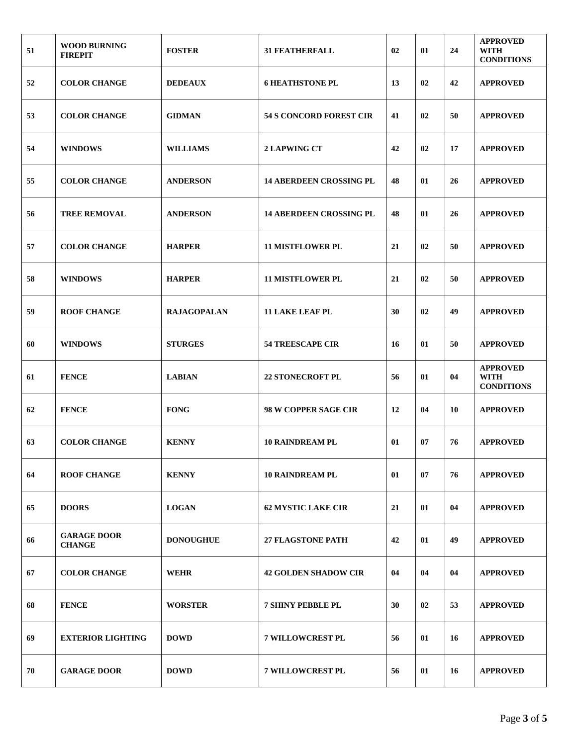| 51 | WOOD BURNING FIREPIT | FOSTER | 31 FEATHERFALL | 02 | 01 | 24 | APPROVED WITH CONDITIONS |
|---|---|---|---|---|---|---|---|
| 52 | COLOR CHANGE | DEDEAUX | 6 HEATHSTONE PL | 13 | 02 | 42 | APPROVED |
| 53 | COLOR CHANGE | GIDMAN | 54 S CONCORD FOREST CIR | 41 | 02 | 50 | APPROVED |
| 54 | WINDOWS | WILLIAMS | 2 LAPWING CT | 42 | 02 | 17 | APPROVED |
| 55 | COLOR CHANGE | ANDERSON | 14 ABERDEEN CROSSING PL | 48 | 01 | 26 | APPROVED |
| 56 | TREE REMOVAL | ANDERSON | 14 ABERDEEN CROSSING PL | 48 | 01 | 26 | APPROVED |
| 57 | COLOR CHANGE | HARPER | 11 MISTFLOWER PL | 21 | 02 | 50 | APPROVED |
| 58 | WINDOWS | HARPER | 11 MISTFLOWER PL | 21 | 02 | 50 | APPROVED |
| 59 | ROOF CHANGE | RAJAGOPALAN | 11 LAKE LEAF PL | 30 | 02 | 49 | APPROVED |
| 60 | WINDOWS | STURGES | 54 TREESCAPE CIR | 16 | 01 | 50 | APPROVED |
| 61 | FENCE | LABIAN | 22 STONECROFT PL | 56 | 01 | 04 | APPROVED WITH CONDITIONS |
| 62 | FENCE | FONG | 98 W COPPER SAGE CIR | 12 | 04 | 10 | APPROVED |
| 63 | COLOR CHANGE | KENNY | 10 RAINDREAM PL | 01 | 07 | 76 | APPROVED |
| 64 | ROOF CHANGE | KENNY | 10 RAINDREAM PL | 01 | 07 | 76 | APPROVED |
| 65 | DOORS | LOGAN | 62 MYSTIC LAKE CIR | 21 | 01 | 04 | APPROVED |
| 66 | GARAGE DOOR CHANGE | DONOUGHUE | 27 FLAGSTONE PATH | 42 | 01 | 49 | APPROVED |
| 67 | COLOR CHANGE | WEHR | 42 GOLDEN SHADOW CIR | 04 | 04 | 04 | APPROVED |
| 68 | FENCE | WORSTER | 7 SHINY PEBBLE PL | 30 | 02 | 53 | APPROVED |
| 69 | EXTERIOR LIGHTING | DOWD | 7 WILLOWCREST PL | 56 | 01 | 16 | APPROVED |
| 70 | GARAGE DOOR | DOWD | 7 WILLOWCREST PL | 56 | 01 | 16 | APPROVED |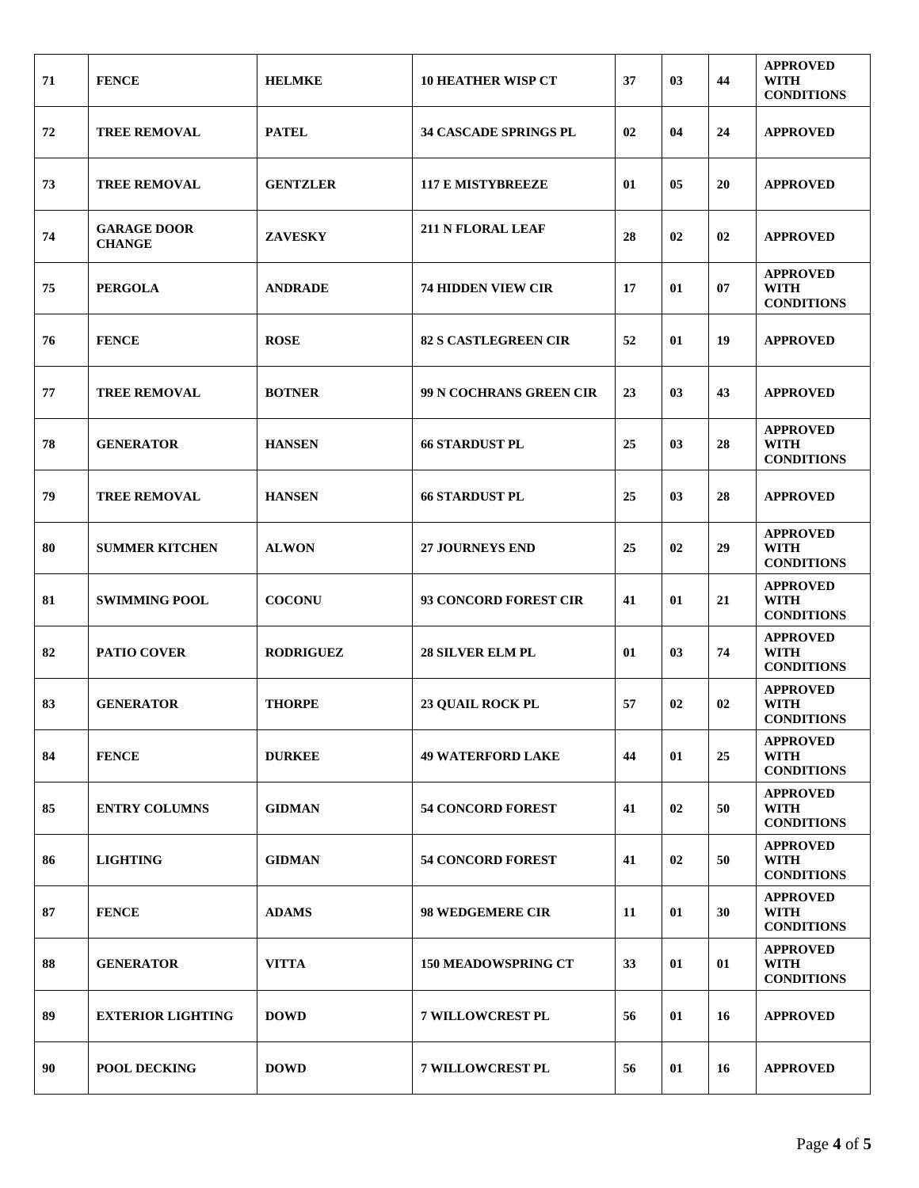| | | | | | | | |
|---|---|---|---|---|---|---|---|
| 71 | **FENCE** | **HELMKE** | **10 HEATHER WISP CT** | 37 | 03 | 44 | **APPROVED WITH CONDITIONS** |
| 72 | **TREE REMOVAL** | **PATEL** | **34 CASCADE SPRINGS PL** | 02 | 04 | 24 | **APPROVED** |
| 73 | **TREE REMOVAL** | **GENTZLER** | **117 E MISTYBREEZE** | 01 | 05 | 20 | **APPROVED** |
| 74 | **GARAGE DOOR CHANGE** | **ZAVESKY** | **211 N FLORAL LEAF** | 28 | 02 | 02 | **APPROVED** |
| 75 | **PERGOLA** | **ANDRADE** | **74 HIDDEN VIEW CIR** | 17 | 01 | 07 | **APPROVED WITH CONDITIONS** |
| 76 | **FENCE** | **ROSE** | **82 S CASTLEGREEN CIR** | 52 | 01 | 19 | **APPROVED** |
| 77 | **TREE REMOVAL** | **BOTNER** | **99 N COCHRANS GREEN CIR** | 23 | 03 | 43 | **APPROVED** |
| 78 | **GENERATOR** | **HANSEN** | **66 STARDUST PL** | 25 | 03 | 28 | **APPROVED WITH CONDITIONS** |
| 79 | **TREE REMOVAL** | **HANSEN** | **66 STARDUST PL** | 25 | 03 | 28 | **APPROVED** |
| 80 | **SUMMER KITCHEN** | **ALWON** | **27 JOURNEYS END** | 25 | 02 | 29 | **APPROVED WITH CONDITIONS** |
| 81 | **SWIMMING POOL** | **COCONU** | **93 CONCORD FOREST CIR** | 41 | 01 | 21 | **APPROVED WITH CONDITIONS** |
| 82 | **PATIO COVER** | **RODRIGUEZ** | **28 SILVER ELM PL** | 01 | 03 | 74 | **APPROVED WITH CONDITIONS** |
| 83 | **GENERATOR** | **THORPE** | **23 QUAIL ROCK PL** | 57 | 02 | 02 | **APPROVED WITH CONDITIONS** |
| 84 | **FENCE** | **DURKEE** | **49 WATERFORD LAKE** | 44 | 01 | 25 | **APPROVED WITH CONDITIONS** |
| 85 | **ENTRY COLUMNS** | **GIDMAN** | **54 CONCORD FOREST** | 41 | 02 | 50 | **APPROVED WITH CONDITIONS** |
| 86 | **LIGHTING** | **GIDMAN** | **54 CONCORD FOREST** | 41 | 02 | 50 | **APPROVED WITH CONDITIONS** |
| 87 | **FENCE** | **ADAMS** | **98 WEDGEMERE CIR** | 11 | 01 | 30 | **APPROVED WITH CONDITIONS** |
| 88 | **GENERATOR** | **VITTA** | **150 MEADOWSPRING CT** | 33 | 01 | 01 | **APPROVED WITH CONDITIONS** |
| 89 | **EXTERIOR LIGHTING** | **DOWD** | **7 WILLOWCREST PL** | 56 | 01 | 16 | **APPROVED** |
| 90 | **POOL DECKING** | **DOWD** | **7 WILLOWCREST PL** | 56 | 01 | 16 | **APPROVED** |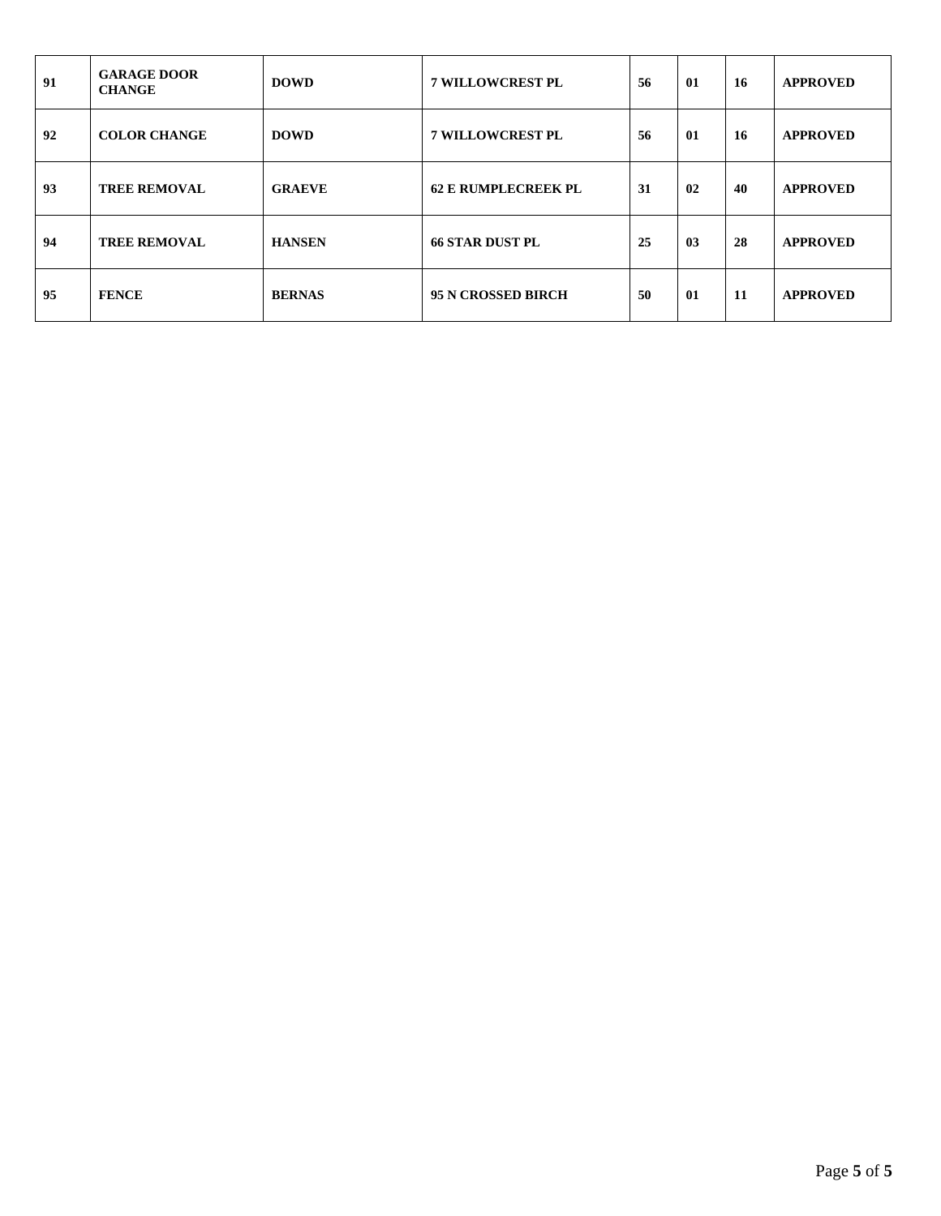| | | | | | | | |
|---|---|---|---|---|---|---|---|
| 91 | GARAGE DOOR CHANGE | DOWD | 7 WILLOWCREST PL | 56 | 01 | 16 | APPROVED |
| 92 | COLOR CHANGE | DOWD | 7 WILLOWCREST PL | 56 | 01 | 16 | APPROVED |
| 93 | TREE REMOVAL | GRAEVE | 62 E RUMPLECREEK PL | 31 | 02 | 40 | APPROVED |
| 94 | TREE REMOVAL | HANSEN | 66 STAR DUST PL | 25 | 03 | 28 | APPROVED |
| 95 | FENCE | BERNAS | 95 N CROSSED BIRCH | 50 | 01 | 11 | APPROVED |